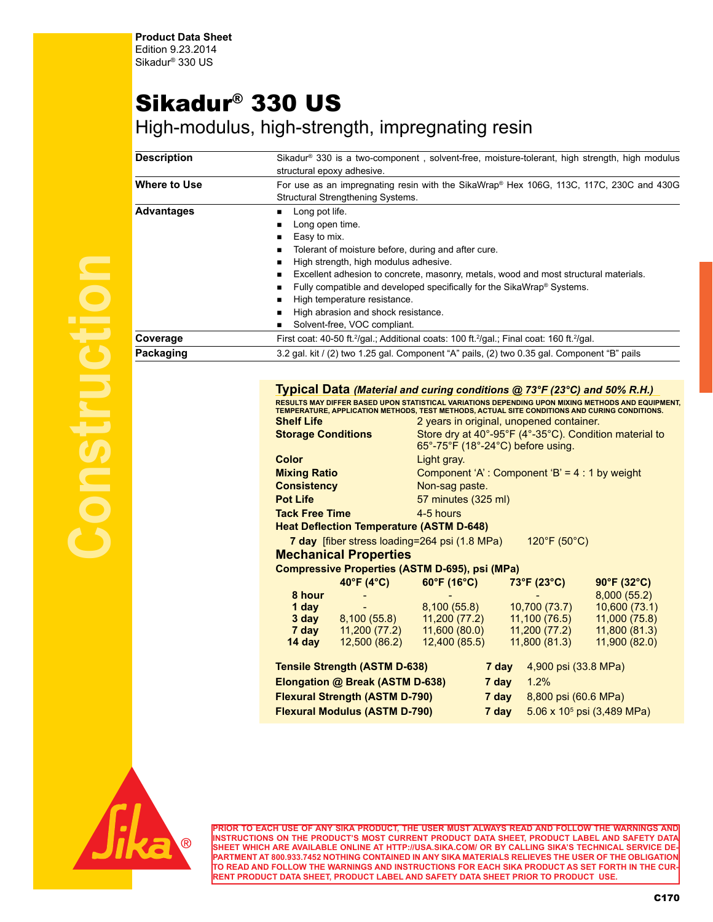**Product Data Sheet**
Edition 9.23.2014
Sikadur® 330 US

# Sikadur® 330 US

## High-modulus, high-strength, impregnating resin

| | |
|---|---|
| **Description** | Sikadur® 330 is a two-component , solvent-free, moisture-tolerant, high strength, high modulus structural epoxy adhesive. |
| **Where to Use** | For use as an impregnating resin with the SikaWrap® Hex 106G, 113C, 117C, 230C and 430G Structural Strengthening Systems. |
| **Advantages** | ▪ Long pot life.<br>▪ Long open time.<br>▪ Easy to mix.<br>▪ Tolerant of moisture before, during and after cure.<br>▪ High strength, high modulus adhesive.<br>▪ Excellent adhesion to concrete, masonry, metals, wood and most structural materials.<br>▪ Fully compatible and developed specifically for the SikaWrap® Systems.<br>▪ High temperature resistance.<br>▪ High abrasion and shock resistance.<br>▪ Solvent-free, VOC compliant. |
| **Coverage** | First coat: 40-50 ft.$^2$/gal.; Additional coats: 100 ft.$^2$/gal.; Final coat: 160 ft.$^2$/gal. |
| **Packaging** | 3.2 gal. kit / (2) two 1.25 gal. Component "A" pails, (2) two 0.35 gal. Component "B" pails |

## Typical Data *(Material and curing conditions @ 73°F (23°C) and 50% R.H.)*

RESULTS MAY DIFFER BASED UPON STATISTICAL VARIATIONS DEPENDING UPON MIXING METHODS AND EQUIPMENT, TEMPERATURE, APPLICATION METHODS, TEST METHODS, ACTUAL SITE CONDITIONS AND CURING CONDITIONS.

| | |
|---|---|
| **Shelf Life** | 2 years in original, unopened container. |
| **Storage Conditions** | Store dry at 40°-95°F (4°-35°C). Condition material to 65°-75°F (18°-24°C) before using. |
| **Color** | Light gray. |
| **Mixing Ratio** | Component 'A' : Component 'B' = 4 : 1 by weight |
| **Consistency** | Non-sag paste. |
| **Pot Life** | 57 minutes (325 ml) |
| **Tack Free Time** | 4-5 hours |

**Heat Deflection Temperature (ASTM D-648)**

**7 day** [fiber stress loading=264 psi (1.8 MPa) 120°F (50°C)

### Mechanical Properties

**Compressive Properties (ASTM D-695), psi (MPa)**

| | 40°F (4°C) | 60°F (16°C) | 73°F (23°C) | 90°F (32°C) |
|---|---|---|---|---|
| **8 hour** | - | - | - | 8,000 (55.2) |
| **1 day** | - | 8,100 (55.8) | 10,700 (73.7) | 10,600 (73.1) |
| **3 day** | 8,100 (55.8) | 11,200 (77.2) | 11,100 (76.5) | 11,000 (75.8) |
| **7 day** | 11,200 (77.2) | 11,600 (80.0) | 11,200 (77.2) | 11,800 (81.3) |
| **14 day** | 12,500 (86.2) | 12,400 (85.5) | 11,800 (81.3) | 11,900 (82.0) |

| | | |
|---|---|---|
| **Tensile Strength (ASTM D-638)** | **7 day** | 4,900 psi (33.8 MPa) |
| **Elongation @ Break (ASTM D-638)** | **7 day** | 1.2% |
| **Flexural Strength (ASTM D-790)** | **7 day** | 8,800 psi (60.6 MPa) |
| **Flexural Modulus (ASTM D-790)** | **7 day** | $5.06 \times 10^5$ psi (3,489 MPa) |

PRIOR TO EACH USE OF ANY SIKA PRODUCT, THE USER MUST ALWAYS READ AND FOLLOW THE WARNINGS AND INSTRUCTIONS ON THE PRODUCT'S MOST CURRENT PRODUCT DATA SHEET, PRODUCT LABEL AND SAFETY DATA SHEET WHICH ARE AVAILABLE ONLINE AT HTTP://USA.SIKA.COM/ OR BY CALLING SIKA'S TECHNICAL SERVICE DEPARTMENT AT 800.933.7452 NOTHING CONTAINED IN ANY SIKA MATERIALS RELIEVES THE USER OF THE OBLIGATION TO READ AND FOLLOW THE WARNINGS AND INSTRUCTIONS FOR EACH SIKA PRODUCT AS SET FORTH IN THE CURRENT PRODUCT DATA SHEET, PRODUCT LABEL AND SAFETY DATA SHEET PRIOR TO PRODUCT USE.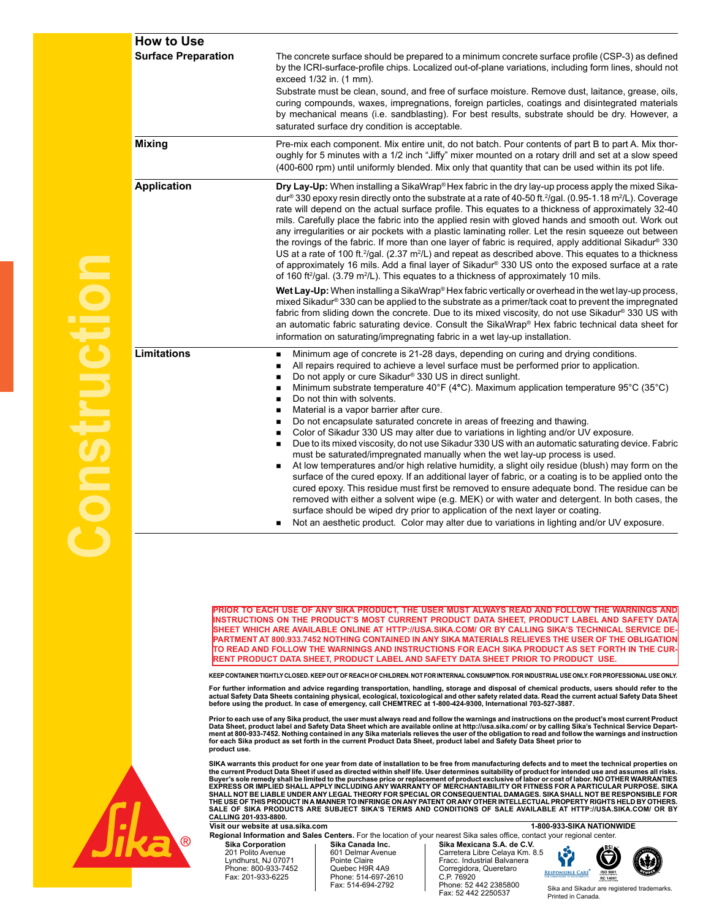## How to Use

### Surface Preparation

The concrete surface should be prepared to a minimum concrete surface profile (CSP-3) as defined by the ICRI-surface-profile chips. Localized out-of-plane variations, including form lines, should not exceed 1/32 in. (1 mm).

Substrate must be clean, sound, and free of surface moisture. Remove dust, laitance, grease, oils, curing compounds, waxes, impregnations, foreign particles, coatings and disintegrated materials by mechanical means (i.e. sandblasting). For best results, substrate should be dry. However, a saturated surface dry condition is acceptable.

### Mixing

Pre-mix each component. Mix entire unit, do not batch. Pour contents of part B to part A. Mix thoroughly for 5 minutes with a 1/2 inch "Jiffy" mixer mounted on a rotary drill and set at a slow speed (400-600 rpm) until uniformly blended. Mix only that quantity that can be used within its pot life.

### Application

**Dry Lay-Up:** When installing a SikaWrap® Hex fabric in the dry lay-up process apply the mixed Sikadur® 330 epoxy resin directly onto the substrate at a rate of 40-50 ft.²/gal. (0.95-1.18 m²/L). Coverage rate will depend on the actual surface profile. This equates to a thickness of approximately 32-40 mils. Carefully place the fabric into the applied resin with gloved hands and smooth out. Work out any irregularities or air pockets with a plastic laminating roller. Let the resin squeeze out between the rovings of the fabric. If more than one layer of fabric is required, apply additional Sikadur® 330 US at a rate of 100 ft.²/gal. (2.37 m²/L) and repeat as described above. This equates to a thickness of approximately 16 mils. Add a final layer of Sikadur® 330 US onto the exposed surface at a rate of 160 ft²/gal. (3.79 m²/L). This equates to a thickness of approximately 10 mils.

**Wet Lay-Up:** When installing a SikaWrap® Hex fabric vertically or overhead in the wet lay-up process, mixed Sikadur® 330 can be applied to the substrate as a primer/tack coat to prevent the impregnated fabric from sliding down the concrete. Due to its mixed viscosity, do not use Sikadur® 330 US with an automatic fabric saturating device. Consult the SikaWrap® Hex fabric technical data sheet for information on saturating/impregnating fabric in a wet lay-up installation.

### Limitations

- Minimum age of concrete is 21-28 days, depending on curing and drying conditions.
- All repairs required to achieve a level surface must be performed prior to application.
- Do not apply or cure Sikadur® 330 US in direct sunlight.
- Minimum substrate temperature 40°F (4°C). Maximum application temperature 95°C (35°C)
- Do not thin with solvents.
- Material is a vapor barrier after cure.
- Do not encapsulate saturated concrete in areas of freezing and thawing.
- Color of Sikadur 330 US may alter due to variations in lighting and/or UV exposure.
- Due to its mixed viscosity, do not use Sikadur 330 US with an automatic saturating device. Fabric must be saturated/impregnated manually when the wet lay-up process is used.
- At low temperatures and/or high relative humidity, a slight oily residue (blush) may form on the surface of the cured epoxy. If an additional layer of fabric, or a coating is to be applied onto the cured epoxy. This residue must first be removed to ensure adequate bond. The residue can be removed with either a solvent wipe (e.g. MEK) or with water and detergent. In both cases, the surface should be wiped dry prior to application of the next layer or coating.
- Not an aesthetic product. Color may alter due to variations in lighting and/or UV exposure.

**PRIOR TO EACH USE OF ANY SIKA PRODUCT, THE USER MUST ALWAYS READ AND FOLLOW THE WARNINGS AND INSTRUCTIONS ON THE PRODUCT'S MOST CURRENT PRODUCT DATA SHEET, PRODUCT LABEL AND SAFETY DATA SHEET WHICH ARE AVAILABLE ONLINE AT HTTP://USA.SIKA.COM/ OR BY CALLING SIKA'S TECHNICAL SERVICE DEPARTMENT AT 800.933.7452 NOTHING CONTAINED IN ANY SIKA MATERIALS RELIEVES THE USER OF THE OBLIGATION TO READ AND FOLLOW THE WARNINGS AND INSTRUCTIONS FOR EACH SIKA PRODUCT AS SET FORTH IN THE CURRENT PRODUCT DATA SHEET, PRODUCT LABEL AND SAFETY DATA SHEET PRIOR TO PRODUCT USE.**

**KEEP CONTAINER TIGHTLY CLOSED. KEEP OUT OF REACH OF CHILDREN. NOT FOR INTERNAL CONSUMPTION. FOR INDUSTRIAL USE ONLY. FOR PROFESSIONAL USE ONLY.**

**For further information and advice regarding transportation, handling, storage and disposal of chemical products, users should refer to the actual Safety Data Sheets containing physical, ecological, toxicological and other safety related data. Read the current actual Safety Data Sheet before using the product. In case of emergency, call CHEMTREC at 1-800-424-9300, International 703-527-3887.**

**Prior to each use of any Sika product, the user must always read and follow the warnings and instructions on the product's most current Product Data Sheet, product label and Safety Data Sheet which are available online at http://usa.sika.com/ or by calling Sika's Technical Service Department at 800-933-7452. Nothing contained in any Sika materials relieves the user of the obligation to read and follow the warnings and instruction for each Sika product as set forth in the current Product Data Sheet, product label and Safety Data Sheet prior to product use.**

**SIKA warrants this product for one year from date of installation to be free from manufacturing defects and to meet the technical properties on the current Product Data Sheet if used as directed within shelf life. User determines suitability of product for intended use and assumes all risks. Buyer's sole remedy shall be limited to the purchase price or replacement of product exclusive of labor or cost of labor. NO OTHER WARRANTIES EXPRESS OR IMPLIED SHALL APPLY INCLUDING ANY WARRANTY OF MERCHANTABILITY OR FITNESS FOR A PARTICULAR PURPOSE. SIKA SHALL NOT BE LIABLE UNDER ANY LEGAL THEORY FOR SPECIAL OR CONSEQUENTIAL DAMAGES. SIKA SHALL NOT BE RESPONSIBLE FOR THE USE OF THIS PRODUCT IN A MANNER TO INFRINGE ON ANY PATENT OR ANY OTHER INTELLECTUAL PROPERTY RIGHTS HELD BY OTHERS. SALE OF SIKA PRODUCTS ARE SUBJECT SIKA'S TERMS AND CONDITIONS OF SALE AVAILABLE AT HTTP://USA.SIKA.COM/ OR BY CALLING 201-933-8800.**

**Visit our website at usa.sika.com** **1-800-933-SIKA NATIONWIDE**

**Regional Information and Sales Centers.** For the location of your nearest Sika sales office, contact your regional center.

**Sika Corporation**
201 Polito Avenue
Lyndhurst, NJ 07071
Phone: 800-933-7452
Fax: 201-933-6225

**Sika Canada Inc.**
601 Delmar Avenue
Pointe Claire
Quebec H9R 4A9
Phone: 514-697-2610
Fax: 514-694-2792

**Sika Mexicana S.A. de C.V.**
Carretera Libre Celaya Km. 8.5
Fracc. Industrial Balvanera
Corregidora, Queretaro
C.P. 76920
Phone: 52 442 2385800
Fax: 52 442 2250537

Sika and Sikadur are registered trademarks.
Printed in Canada.